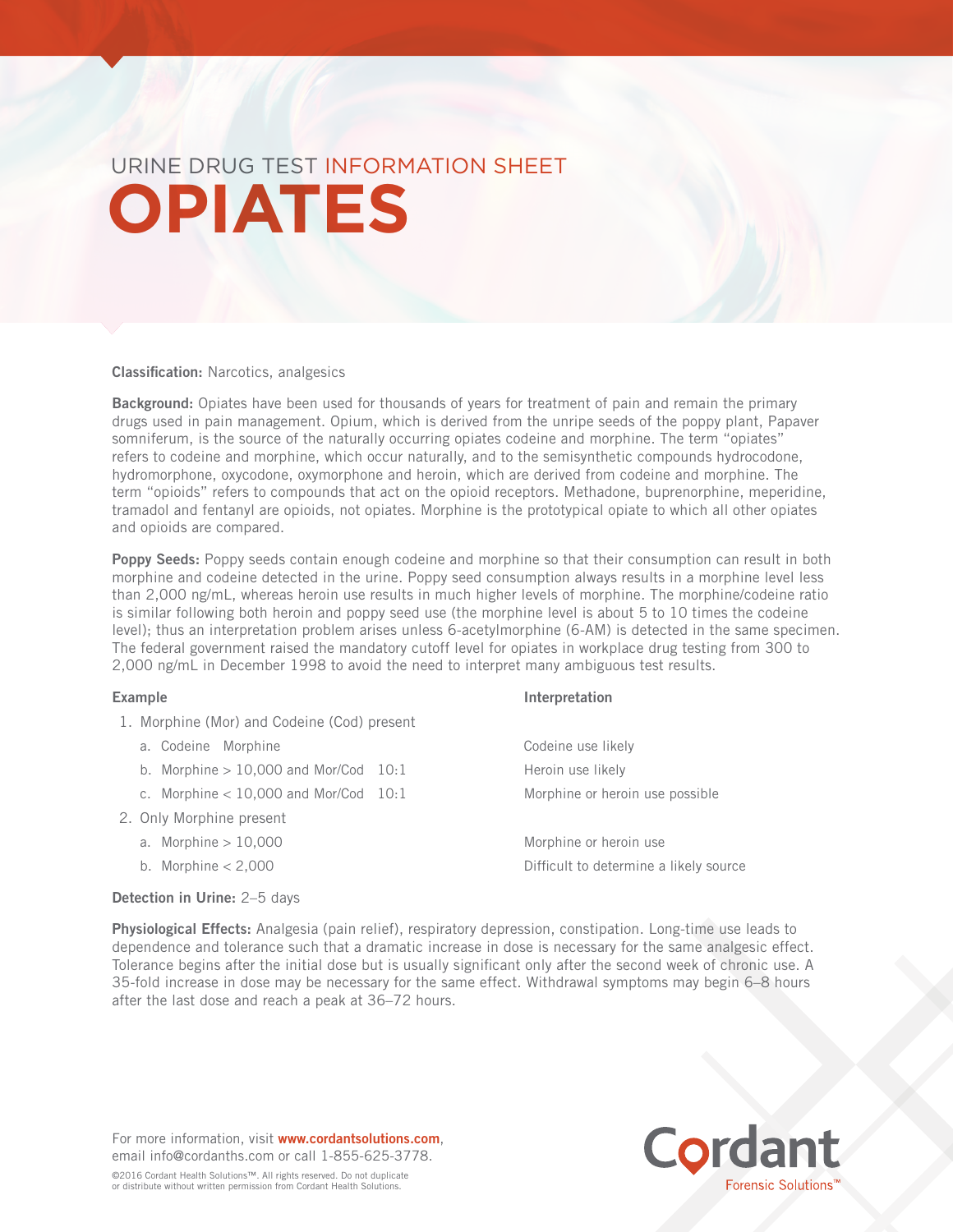# URINE DRUG TEST INFORMATION SHEET

# OPIATES

**Classification:** Narcotics, analgesics

**Background:** Opiates have been used for thousands of years for treatment of pain and remain the primary drugs used in pain management. Opium, which is derived from the unripe seeds of the poppy plant, Papaver somniferum, is the source of the naturally occurring opiates codeine and morphine. The term “opiates” refers to codeine and morphine, which occur naturally, and to the semisynthetic compounds hydrocodone, hydromorphone, oxycodone, oxymorphone and heroin, which are derived from codeine and morphine. The term “opioids” refers to compounds that act on the opioid receptors. Methadone, buprenorphine, meperidine, tramadol and fentanyl are opioids, not opiates. Morphine is the prototypical opiate to which all other opiates and opioids are compared.

**Poppy Seeds:** Poppy seeds contain enough codeine and morphine so that their consumption can result in both morphine and codeine detected in the urine. Poppy seed consumption always results in a morphine level less than 2,000 ng/mL, whereas heroin use results in much higher levels of morphine. The morphine/codeine ratio is similar following both heroin and poppy seed use (the morphine level is about 5 to 10 times the codeine level); thus an interpretation problem arises unless 6-acetylmorphine (6-AM) is detected in the same specimen. The federal government raised the mandatory cutoff level for opiates in workplace drug testing from 300 to 2,000 ng/mL in December 1998 to avoid the need to interpret many ambiguous test results.

| Example | Interpretation |
|---|---|
| 1. Morphine (Mor) and Codeine (Cod) present | |
| a. Codeine Morphine | Codeine use likely |
| b. Morphine > 10,000 and Mor/Cod 10:1 | Heroin use likely |
| c. Morphine < 10,000 and Mor/Cod 10:1 | Morphine or heroin use possible |
| 2. Only Morphine present | |
| a. Morphine > 10,000 | Morphine or heroin use |
| b. Morphine < 2,000 | Difficult to determine a likely source |

**Detection in Urine:** 2–5 days

**Physiological Effects:** Analgesia (pain relief), respiratory depression, constipation. Long-time use leads to dependence and tolerance such that a dramatic increase in dose is necessary for the same analgesic effect. Tolerance begins after the initial dose but is usually significant only after the second week of chronic use. A 35-fold increase in dose may be necessary for the same effect. Withdrawal symptoms may begin 6–8 hours after the last dose and reach a peak at 36–72 hours.

For more information, visit **www.cordantsolutions.com**, email info@cordanths.com or call 1-855-625-3778.

©2016 Cordant Health Solutions™. All rights reserved. Do not duplicate or distribute without written permission from Cordant Health Solutions.

Cordant Forensic Solutions™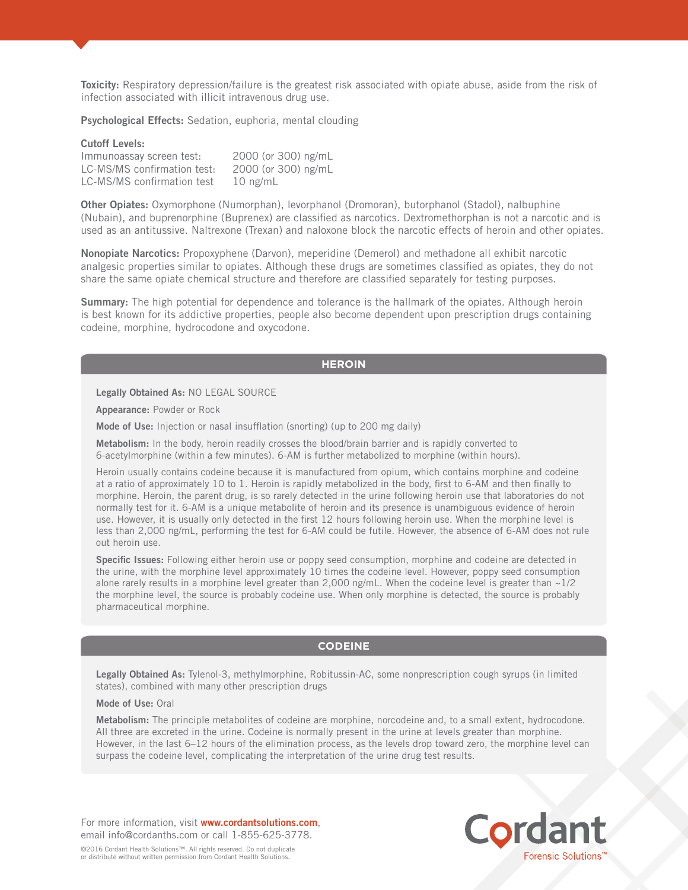**Toxicity:** Respiratory depression/failure is the greatest risk associated with opiate abuse, aside from the risk of infection associated with illicit intravenous drug use.

**Psychological Effects:** Sedation, euphoria, mental clouding

**Cutoff Levels:**

| | |
|---|---|
| Immunoassay screen test: | 2000 (or 300) ng/mL |
| LC-MS/MS confirmation test: | 2000 (or 300) ng/mL |
| LC-MS/MS confirmation test | 10 ng/mL |

**Other Opiates:** Oxymorphone (Numorphan), levorphanol (Dromoran), butorphanol (Stadol), nalbuphine (Nubain), and buprenorphine (Buprenex) are classified as narcotics. Dextromethorphan is not a narcotic and is used as an antitussive. Naltrexone (Trexan) and naloxone block the narcotic effects of heroin and other opiates.

**Nonopiate Narcotics:** Propoxyphene (Darvon), meperidine (Demerol) and methadone all exhibit narcotic analgesic properties similar to opiates. Although these drugs are sometimes classified as opiates, they do not share the same opiate chemical structure and therefore are classified separately for testing purposes.

**Summary:** The high potential for dependence and tolerance is the hallmark of the opiates. Although heroin is best known for its addictive properties, people also become dependent upon prescription drugs containing codeine, morphine, hydrocodone and oxycodone.

## HEROIN

**Legally Obtained As:** NO LEGAL SOURCE

**Appearance:** Powder or Rock

**Mode of Use:** Injection or nasal insufflation (snorting) (up to 200 mg daily)

**Metabolism:** In the body, heroin readily crosses the blood/brain barrier and is rapidly converted to 6-acetylmorphine (within a few minutes). 6-AM is further metabolized to morphine (within hours).

Heroin usually contains codeine because it is manufactured from opium, which contains morphine and codeine at a ratio of approximately 10 to 1. Heroin is rapidly metabolized in the body, first to 6-AM and then finally to morphine. Heroin, the parent drug, is so rarely detected in the urine following heroin use that laboratories do not normally test for it. 6-AM is a unique metabolite of heroin and its presence is unambiguous evidence of heroin use. However, it is usually only detected in the first 12 hours following heroin use. When the morphine level is less than 2,000 ng/mL, performing the test for 6-AM could be futile. However, the absence of 6-AM does not rule out heroin use.

**Specific Issues:** Following either heroin use or poppy seed consumption, morphine and codeine are detected in the urine, with the morphine level approximately 10 times the codeine level. However, poppy seed consumption alone rarely results in a morphine level greater than 2,000 ng/mL. When the codeine level is greater than ~1/2 the morphine level, the source is probably codeine use. When only morphine is detected, the source is probably pharmaceutical morphine.

## CODEINE

**Legally Obtained As:** Tylenol-3, methylmorphine, Robitussin-AC, some nonprescription cough syrups (in limited states), combined with many other prescription drugs

**Mode of Use:** Oral

**Metabolism:** The principle metabolites of codeine are morphine, norcodeine and, to a small extent, hydrocodone. All three are excreted in the urine. Codeine is normally present in the urine at levels greater than morphine. However, in the last 6–12 hours of the elimination process, as the levels drop toward zero, the morphine level can surpass the codeine level, complicating the interpretation of the urine drug test results.

For more information, visit **www.cordantsolutions.com**, email info@cordanths.com or call 1-855-625-3778.

©2016 Cordant Health Solutions™. All rights reserved. Do not duplicate or distribute without written permission from Cordant Health Solutions.

Cordant Forensic Solutions™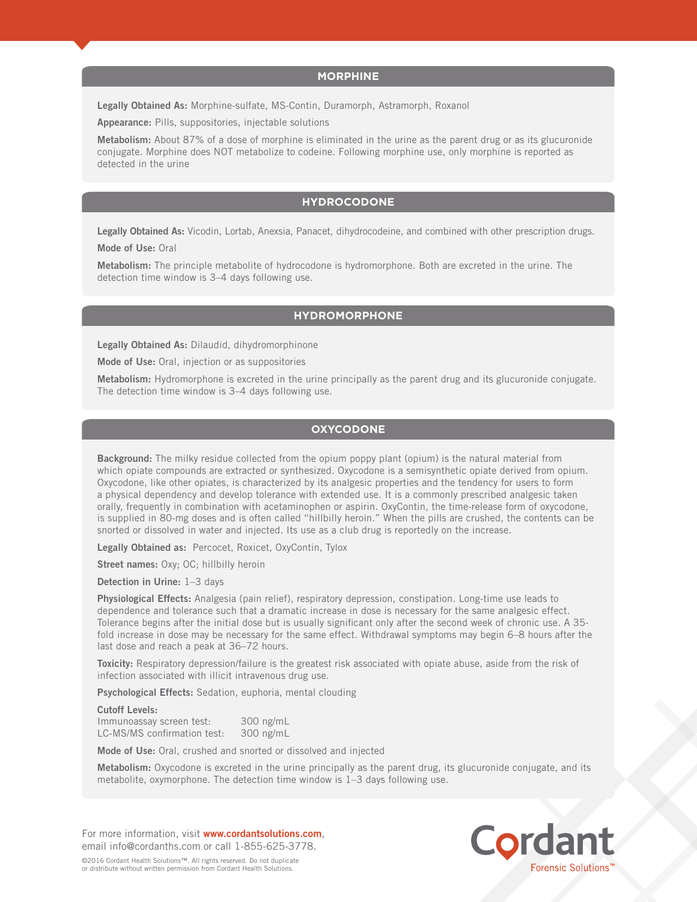## MORPHINE

**Legally Obtained As:** Morphine-sulfate, MS-Contin, Duramorph, Astramorph, Roxanol

**Appearance:** Pills, suppositories, injectable solutions

**Metabolism:** About 87% of a dose of morphine is eliminated in the urine as the parent drug or as its glucuronide conjugate. Morphine does NOT metabolize to codeine. Following morphine use, only morphine is reported as detected in the urine

## HYDROCODONE

**Legally Obtained As:** Vicodin, Lortab, Anexsia, Panacet, dihydrocodeine, and combined with other prescription drugs.

**Mode of Use:** Oral

**Metabolism:** The principle metabolite of hydrocodone is hydromorphone. Both are excreted in the urine. The detection time window is 3–4 days following use.

## HYDROMORPHONE

**Legally Obtained As:** Dilaudid, dihydromorphinone

**Mode of Use:** Oral, injection or as suppositories

**Metabolism:** Hydromorphone is excreted in the urine principally as the parent drug and its glucuronide conjugate. The detection time window is 3–4 days following use.

## OXYCODONE

**Background:** The milky residue collected from the opium poppy plant (opium) is the natural material from which opiate compounds are extracted or synthesized. Oxycodone is a semisynthetic opiate derived from opium. Oxycodone, like other opiates, is characterized by its analgesic properties and the tendency for users to form a physical dependency and develop tolerance with extended use. It is a commonly prescribed analgesic taken orally, frequently in combination with acetaminophen or aspirin. OxyContin, the time-release form of oxycodone, is supplied in 80-mg doses and is often called "hillbilly heroin." When the pills are crushed, the contents can be snorted or dissolved in water and injected. Its use as a club drug is reportedly on the increase.

**Legally Obtained as:** Percocet, Roxicet, OxyContin, Tylox

**Street names:** Oxy; OC; hillbilly heroin

**Detection in Urine:** 1–3 days

**Physiological Effects:** Analgesia (pain relief), respiratory depression, constipation. Long-time use leads to dependence and tolerance such that a dramatic increase in dose is necessary for the same analgesic effect. Tolerance begins after the initial dose but is usually significant only after the second week of chronic use. A 35-fold increase in dose may be necessary for the same effect. Withdrawal symptoms may begin 6–8 hours after the last dose and reach a peak at 36–72 hours.

**Toxicity:** Respiratory depression/failure is the greatest risk associated with opiate abuse, aside from the risk of infection associated with illicit intravenous drug use.

**Psychological Effects:** Sedation, euphoria, mental clouding

**Cutoff Levels:**

| | |
|---|---|
| Immunoassay screen test: | 300 ng/mL |
| LC-MS/MS confirmation test: | 300 ng/mL |

**Mode of Use:** Oral, crushed and snorted or dissolved and injected

**Metabolism:** Oxycodone is excreted in the urine principally as the parent drug, its glucuronide conjugate, and its metabolite, oxymorphone. The detection time window is 1–3 days following use.

For more information, visit **www.cordantsolutions.com**, email info@cordanths.com or call 1-855-625-3778.

©2016 Cordant Health Solutions™. All rights reserved. Do not duplicate or distribute without written permission from Cordant Health Solutions.

Cordant Forensic Solutions™